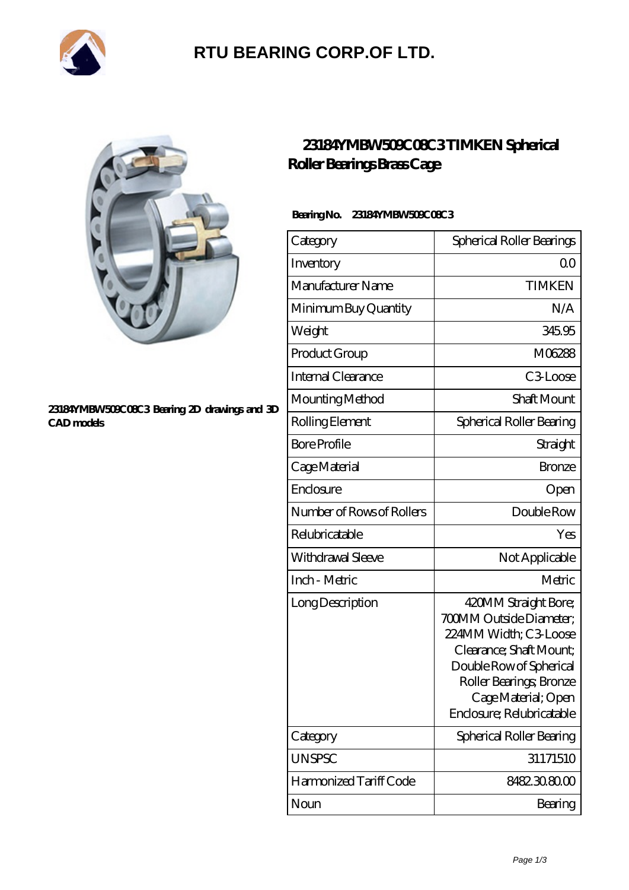# RTU BEARING CORP.OF LTD.

## 23184YMBW509C08C3 TIMKEN Spherical Roller Bearings Brass Cage

23184YMBW509C08C3 Bearing 2D drawings and 3D CAD models

**Bearing No.** 23184YMBW509C08C3

| Category | Spherical Roller Bearings |
|---|---|
| Inventory | 0.0 |
| Manufacturer Name | TIMKEN |
| Minimum Buy Quantity | N/A |
| Weight | 345.95 |
| Product Group | M06288 |
| Internal Clearance | C3-Loose |
| Mounting Method | Shaft Mount |
| Rolling Element | Spherical Roller Bearing |
| Bore Profile | Straight |
| Cage Material | Bronze |
| Enclosure | Open |
| Number of Rows of Rollers | Double Row |
| Relubricatable | Yes |
| Withdrawal Sleeve | Not Applicable |
| Inch - Metric | Metric |
| Long Description | 420MM Straight Bore; 700MM Outside Diameter; 224MM Width; C3-Loose Clearance; Shaft Mount; Double Row of Spherical Roller Bearings; Bronze Cage Material; Open Enclosure; Relubricatable |
| Category | Spherical Roller Bearing |
| UNSPSC | 31171510 |
| Harmonized Tariff Code | 8482.30.80.00 |
| Noun | Bearing |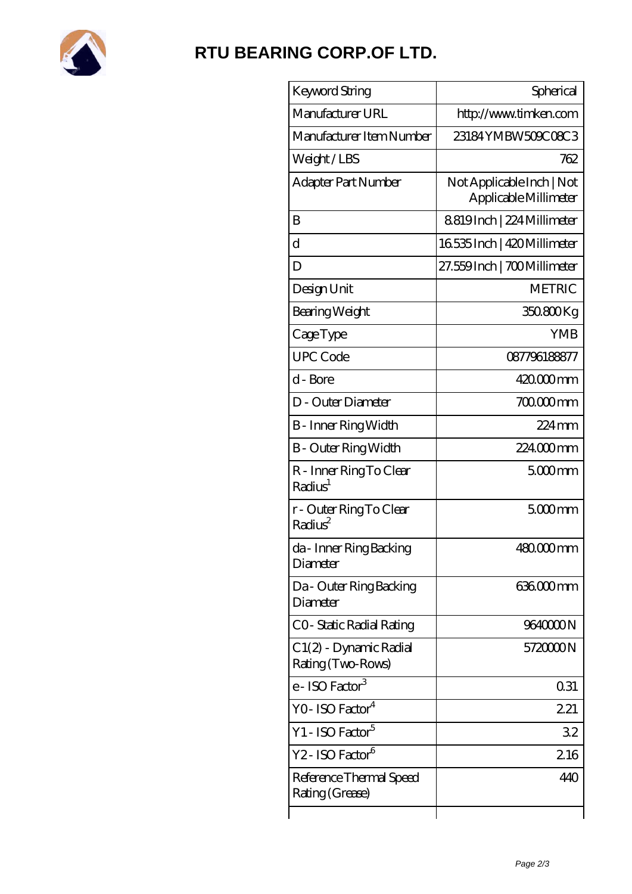# RTU BEARING CORP.OF LTD.

| Keyword String | Spherical |
| --- | --- |
| Manufacturer URL | http://www.timken.com |
| Manufacturer Item Number | 23184 YMBW509C08C3 |
| Weight / LBS | 762 |
| Adapter Part Number | Not Applicable Inch \| Not Applicable Millimeter |
| B | 8.819 Inch \| 224 Millimeter |
| d | 16.535 Inch \| 420 Millimeter |
| D | 27.559 Inch \| 700 Millimeter |
| Design Unit | METRIC |
| Bearing Weight | 350.800 Kg |
| Cage Type | YMB |
| UPC Code | 087796188877 |
| d - Bore | 420.000 mm |
| D - Outer Diameter | 700.000 mm |
| B - Inner Ring Width | 224 mm |
| B - Outer Ring Width | 224.000 mm |
| R - Inner Ring To Clear Radius[1] | 5.000 mm |
| r - Outer Ring To Clear Radius[2] | 5.000 mm |
| da - Inner Ring Backing Diameter | 480.000 mm |
| Da - Outer Ring Backing Diameter | 636.000 mm |
| C0 - Static Radial Rating | 9640000 N |
| C1(2) - Dynamic Radial Rating (Two-Rows) | 5720000 N |
| e - ISO Factor[3] | 0.31 |
| Y0 - ISO Factor[4] | 2.21 |
| Y1 - ISO Factor[5] | 3.2 |
| Y2 - ISO Factor[6] | 2.16 |
| Reference Thermal Speed Rating (Grease) | 440 |
| | |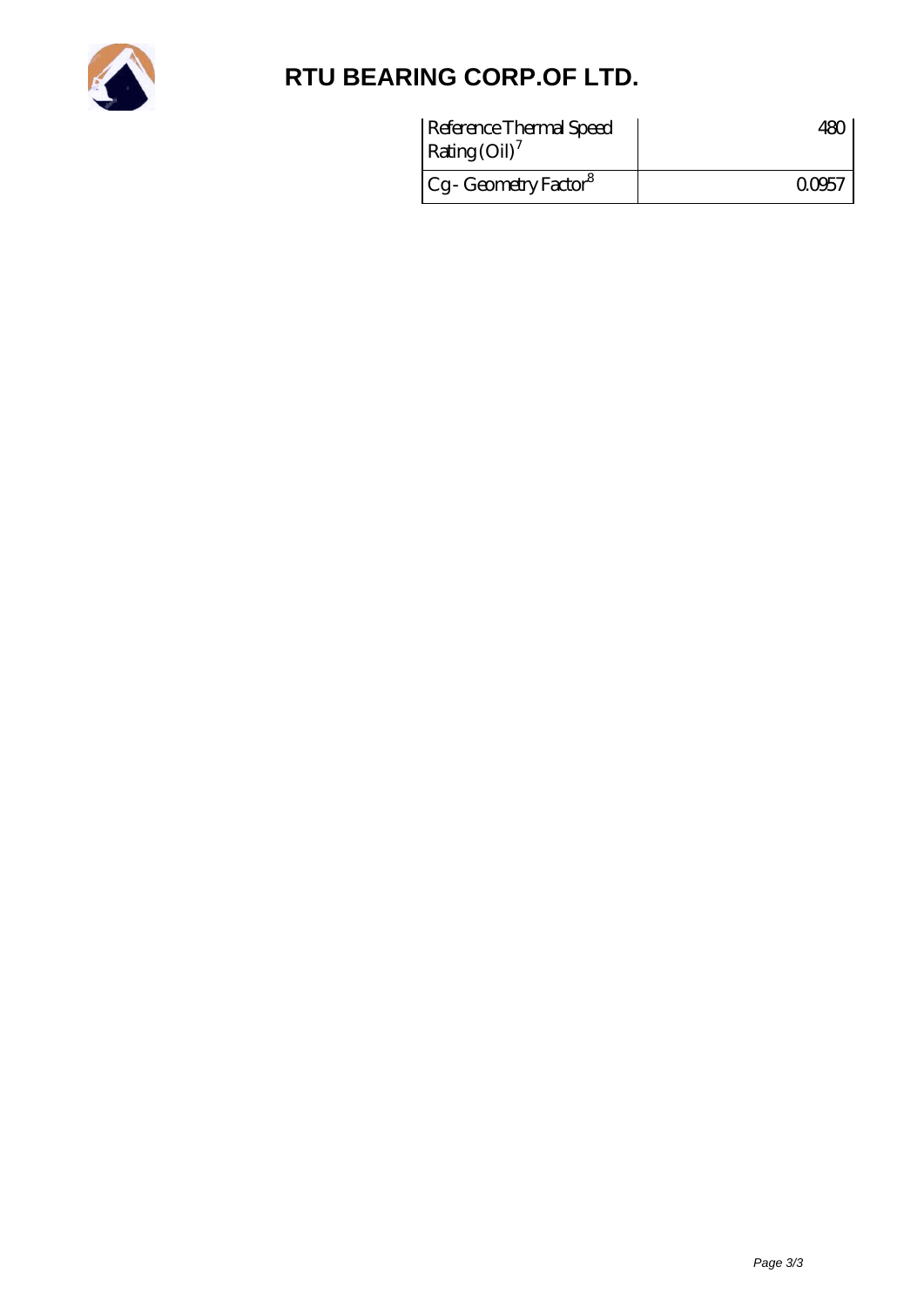| | |
|---|---|
| Reference Thermal Speed Rating (Oil)[7] | 480 |
| Cg - Geometry Factor[8] | 0.0957 |